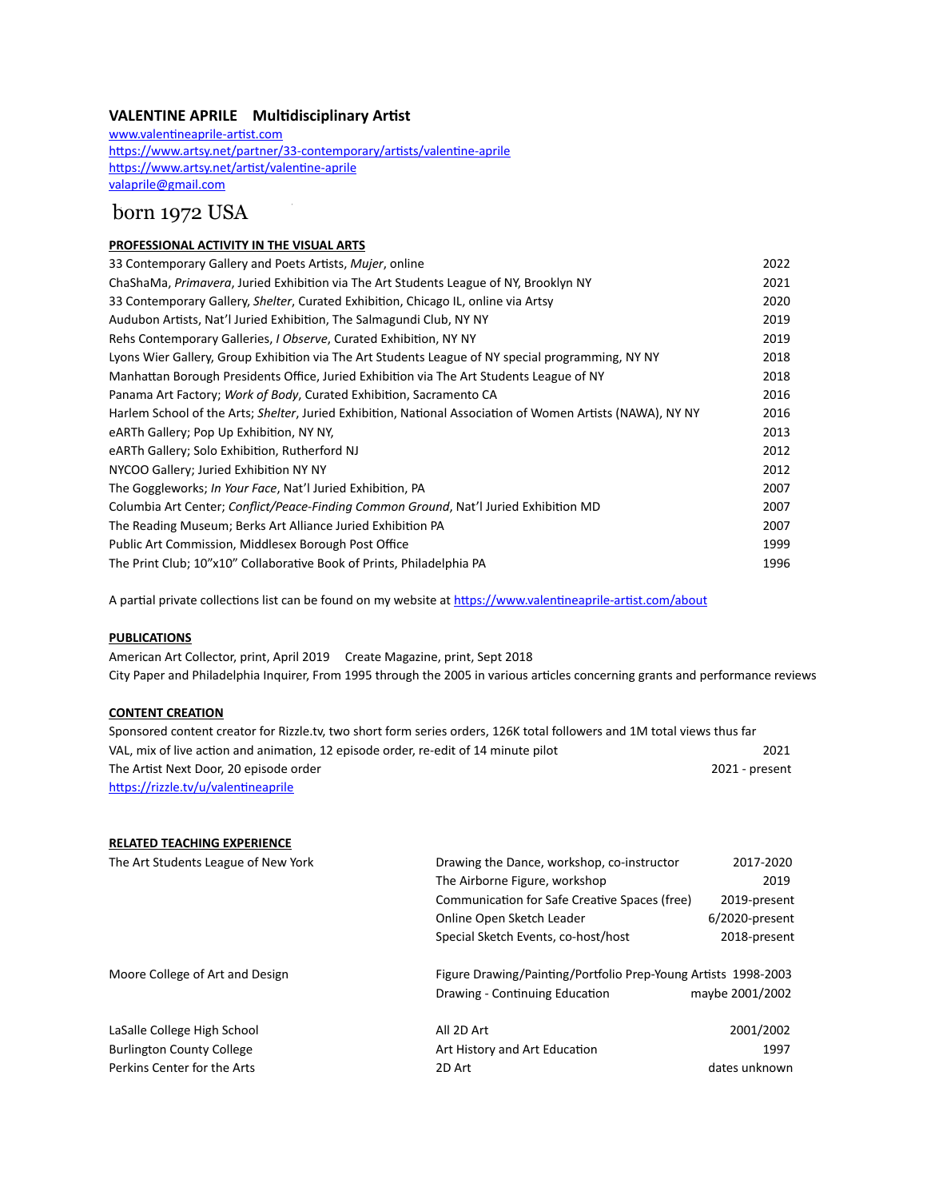# VALENTINE APRILE Multidisciplinary Artist

[www.valentineaprile-artist.com](http://www.valentineaprile-artist.com)
[https://www.artsy.net/partner/33-contemporary/artists/valentine-aprile](https://www.artsy.net/partner/33-contemporary/artists/valentine-aprile)
[https://www.artsy.net/artist/valentine-aprile](https://www.artsy.net/artist/valentine-aprile)
[valaprile@gmail.com](mailto:valaprile@gmail.com)

born 1972 USA

## PROFESSIONAL ACTIVITY IN THE VISUAL ARTS

| | |
|---|---|
| 33 Contemporary Gallery and Poets Artists, *Mujer*, online | 2022 |
| ChaShaMa, *Primavera*, Juried Exhibition via The Art Students League of NY, Brooklyn NY | 2021 |
| 33 Contemporary Gallery, *Shelter*, Curated Exhibition, Chicago IL, online via Artsy | 2020 |
| Audubon Artists, Nat'l Juried Exhibition, The Salmagundi Club, NY NY | 2019 |
| Rehs Contemporary Galleries, *I Observe*, Curated Exhibition, NY NY | 2019 |
| Lyons Wier Gallery, Group Exhibition via The Art Students League of NY special programming, NY NY | 2018 |
| Manhattan Borough Presidents Office, Juried Exhibition via The Art Students League of NY | 2018 |
| Panama Art Factory; *Work of Body*, Curated Exhibition, Sacramento CA | 2016 |
| Harlem School of the Arts; *Shelter*, Juried Exhibition, National Association of Women Artists (NAWA), NY NY | 2016 |
| eARTh Gallery; Pop Up Exhibition, NY NY, | 2013 |
| eARTh Gallery; Solo Exhibition, Rutherford NJ | 2012 |
| NYCOO Gallery; Juried Exhibition NY NY | 2012 |
| The Goggleworks; *In Your Face*, Nat'l Juried Exhibition, PA | 2007 |
| Columbia Art Center; *Conflict/Peace-Finding Common Ground*, Nat'l Juried Exhibition MD | 2007 |
| The Reading Museum; Berks Art Alliance Juried Exhibition PA | 2007 |
| Public Art Commission, Middlesex Borough Post Office | 1999 |
| The Print Club; 10"x10" Collaborative Book of Prints, Philadelphia PA | 1996 |

A partial private collections list can be found on my website at [https://www.valentineaprile-artist.com/about](https://www.valentineaprile-artist.com/about)

## PUBLICATIONS

American Art Collector, print, April 2019 Create Magazine, print, Sept 2018
City Paper and Philadelphia Inquirer, From 1995 through the 2005 in various articles concerning grants and performance reviews

## CONTENT CREATION

Sponsored content creator for Rizzle.tv, two short form series orders, 126K total followers and 1M total views thus far

| | |
|---|---|
| VAL, mix of live action and animation, 12 episode order, re-edit of 14 minute pilot | 2021 |
| The Artist Next Door, 20 episode order | 2021 - present |

[https://rizzle.tv/u/valentineaprile](https://rizzle.tv/u/valentineaprile)

## RELATED TEACHING EXPERIENCE

| | | |
|---|---|---|
| The Art Students League of New York | Drawing the Dance, workshop, co-instructor | 2017-2020 |
| | The Airborne Figure, workshop | 2019 |
| | Communication for Safe Creative Spaces (free) | 2019-present |
| | Online Open Sketch Leader | 6/2020-present |
| | Special Sketch Events, co-host/host | 2018-present |
| Moore College of Art and Design | Figure Drawing/Painting/Portfolio Prep-Young Artists | 1998-2003 |
| | Drawing - Continuing Education | maybe 2001/2002 |
| LaSalle College High School | All 2D Art | 2001/2002 |
| Burlington County College | Art History and Art Education | 1997 |
| Perkins Center for the Arts | 2D Art | dates unknown |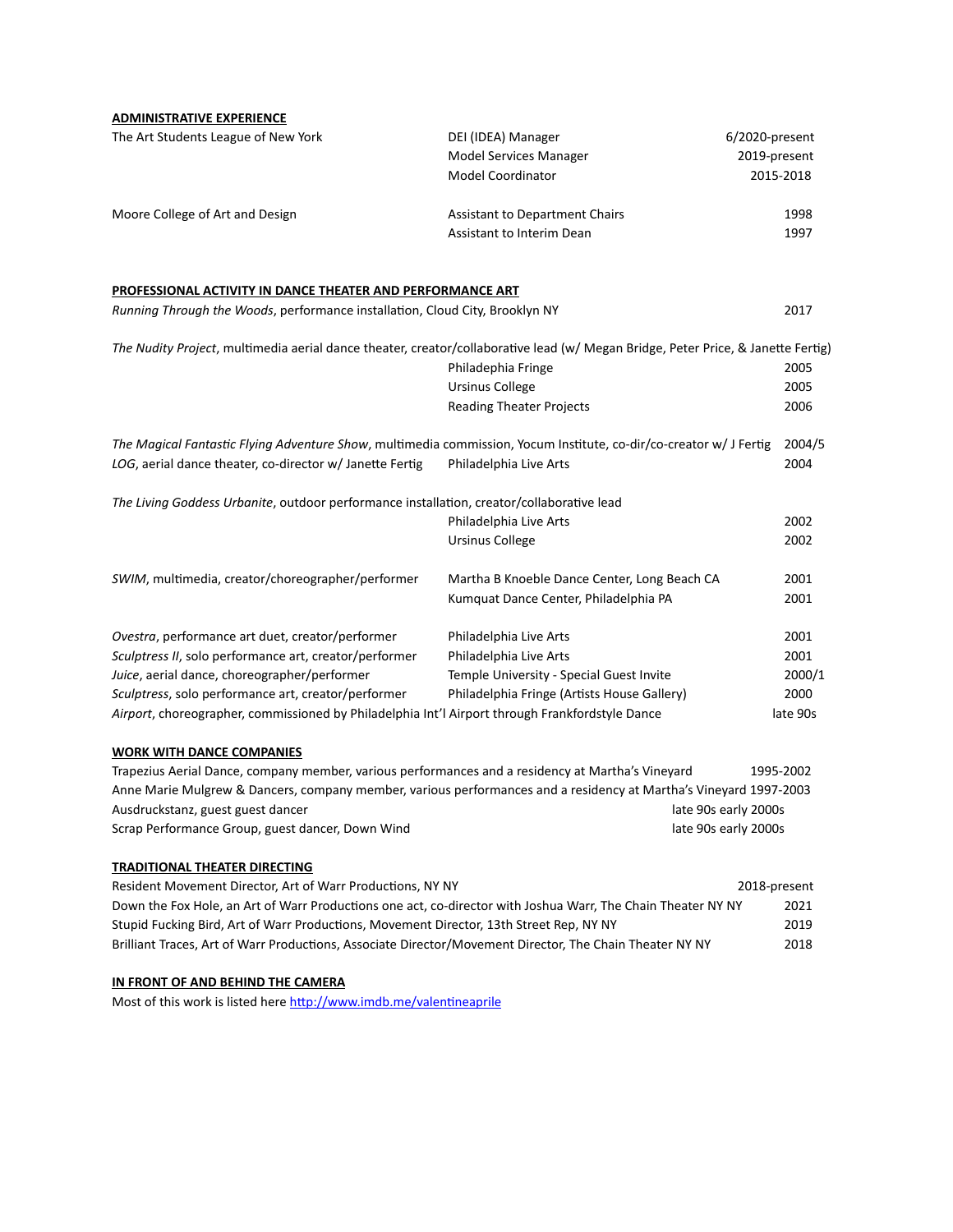**ADMINISTRATIVE EXPERIENCE**

| | | |
|---|---|---|
| The Art Students League of New York | DEI (IDEA) Manager | 6/2020-present |
| | Model Services Manager | 2019-present |
| | Model Coordinator | 2015-2018 |
| Moore College of Art and Design | Assistant to Department Chairs | 1998 |
| | Assistant to Interim Dean | 1997 |

**PROFESSIONAL ACTIVITY IN DANCE THEATER AND PERFORMANCE ART**

*Running Through the Woods*, performance installation, Cloud City, Brooklyn NY — 2017

*The Nudity Project*, multimedia aerial dance theater, creator/collaborative lead (w/ Megan Bridge, Peter Price, & Janette Fertig)

| | | |
|---|---|---|
| | Philadephia Fringe | 2005 |
| | Ursinus College | 2005 |
| | Reading Theater Projects | 2006 |

*The Magical Fantastic Flying Adventure Show*, multimedia commission, Yocum Institute, co-dir/co-creator w/ J Fertig — 2004/5

*LOG*, aerial dance theater, co-director w/ Janette Fertig — Philadelphia Live Arts — 2004

*The Living Goddess Urbanite*, outdoor performance installation, creator/collaborative lead

| | | |
|---|---|---|
| | Philadelphia Live Arts | 2002 |
| | Ursinus College | 2002 |

| | | |
|---|---|---|
| *SWIM*, multimedia, creator/choreographer/performer | Martha B Knoeble Dance Center, Long Beach CA | 2001 |
| | Kumquat Dance Center, Philadelphia PA | 2001 |
| *Ovestra*, performance art duet, creator/performer | Philadelphia Live Arts | 2001 |
| *Sculptress II*, solo performance art, creator/performer | Philadelphia Live Arts | 2001 |
| *Juice*, aerial dance, choreographer/performer | Temple University - Special Guest Invite | 2000/1 |
| *Sculptress*, solo performance art, creator/performer | Philadelphia Fringe (Artists House Gallery) | 2000 |

*Airport*, choreographer, commissioned by Philadelphia Int'l Airport through Frankfordstyle Dance — late 90s

**WORK WITH DANCE COMPANIES**

Trapezius Aerial Dance, company member, various performances and a residency at Martha's Vineyard — 1995-2002

Anne Marie Mulgrew & Dancers, company member, various performances and a residency at Martha's Vineyard 1997-2003

Ausdruckstanz, guest guest dancer — late 90s early 2000s

Scrap Performance Group, guest dancer, Down Wind — late 90s early 2000s

**TRADITIONAL THEATER DIRECTING**

Resident Movement Director, Art of Warr Productions, NY NY — 2018-present

Down the Fox Hole, an Art of Warr Productions one act, co-director with Joshua Warr, The Chain Theater NY NY — 2021

Stupid Fucking Bird, Art of Warr Productions, Movement Director, 13th Street Rep, NY NY — 2019

Brilliant Traces, Art of Warr Productions, Associate Director/Movement Director, The Chain Theater NY NY — 2018

**IN FRONT OF AND BEHIND THE CAMERA**

Most of this work is listed here [http://www.imdb.me/valentineaprile](http://www.imdb.me/valentineaprile)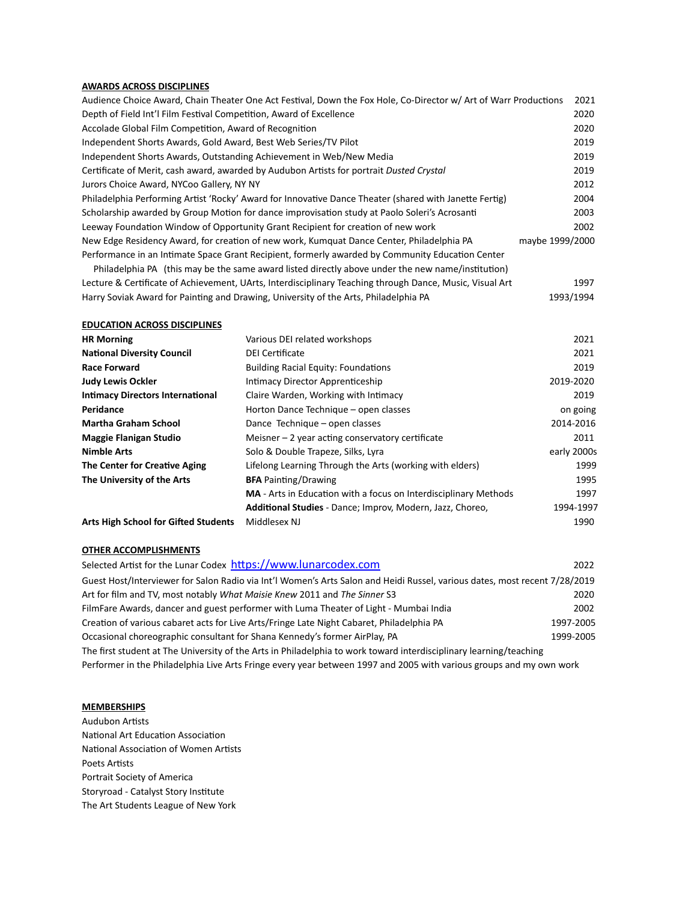**AWARDS ACROSS DISCIPLINES**

| | |
|---|---|
| Audience Choice Award, Chain Theater One Act Festival, Down the Fox Hole, Co-Director w/ Art of Warr Productions | 2021 |
| Depth of Field Int'l Film Festival Competition, Award of Excellence | 2020 |
| Accolade Global Film Competition, Award of Recognition | 2020 |
| Independent Shorts Awards, Gold Award, Best Web Series/TV Pilot | 2019 |
| Independent Shorts Awards, Outstanding Achievement in Web/New Media | 2019 |
| Certificate of Merit, cash award, awarded by Audubon Artists for portrait *Dusted Crystal* | 2019 |
| Jurors Choice Award, NYCoo Gallery, NY NY | 2012 |
| Philadelphia Performing Artist 'Rocky' Award for Innovative Dance Theater (shared with Janette Fertig) | 2004 |
| Scholarship awarded by Group Motion for dance improvisation study at Paolo Soleri's Acrosanti | 2003 |
| Leeway Foundation Window of Opportunity Grant Recipient for creation of new work | 2002 |
| New Edge Residency Award, for creation of new work, Kumquat Dance Center, Philadelphia PA | maybe 1999/2000 |
| Performance in an Intimate Space Grant Recipient, formerly awarded by Community Education Center Philadelphia PA (this may be the same award listed directly above under the new name/institution) | |
| Lecture & Certificate of Achievement, UArts, Interdisciplinary Teaching through Dance, Music, Visual Art | 1997 |
| Harry Soviak Award for Painting and Drawing, University of the Arts, Philadelphia PA | 1993/1994 |

**EDUCATION ACROSS DISCIPLINES**

| | | |
|---|---|---|
| **HR Morning** | Various DEI related workshops | 2021 |
| **National Diversity Council** | DEI Certificate | 2021 |
| **Race Forward** | Building Racial Equity: Foundations | 2019 |
| **Judy Lewis Ockler** | Intimacy Director Apprenticeship | 2019-2020 |
| **Intimacy Directors International** | Claire Warden, Working with Intimacy | 2019 |
| **Peridance** | Horton Dance Technique – open classes | on going |
| **Martha Graham School** | Dance Technique – open classes | 2014-2016 |
| **Maggie Flanigan Studio** | Meisner – 2 year acting conservatory certificate | 2011 |
| **Nimble Arts** | Solo & Double Trapeze, Silks, Lyra | early 2000s |
| **The Center for Creative Aging** | Lifelong Learning Through the Arts (working with elders) | 1999 |
| **The University of the Arts** | **BFA** Painting/Drawing | 1995 |
| | **MA** - Arts in Education with a focus on Interdisciplinary Methods | 1997 |
| | **Additional Studies** - Dance; Improv, Modern, Jazz, Choreo, | 1994-1997 |
| **Arts High School for Gifted Students** | Middlesex NJ | 1990 |

**OTHER ACCOMPLISHMENTS**

| | |
|---|---|
| Selected Artist for the Lunar Codex https://www.lunarcodex.com | 2022 |
| Guest Host/Interviewer for Salon Radio via Int'l Women's Arts Salon and Heidi Russel, various dates, most recent 7/28/2019 | |
| Art for film and TV, most notably *What Maisie Knew* 2011 and *The Sinner* S3 | 2020 |
| FilmFare Awards, dancer and guest performer with Luma Theater of Light - Mumbai India | 2002 |
| Creation of various cabaret acts for Live Arts/Fringe Late Night Cabaret, Philadelphia PA | 1997-2005 |
| Occasional choreographic consultant for Shana Kennedy's former AirPlay, PA | 1999-2005 |
| The first student at The University of the Arts in Philadelphia to work toward interdisciplinary learning/teaching | |
| Performer in the Philadelphia Live Arts Fringe every year between 1997 and 2005 with various groups and my own work | |

**MEMBERSHIPS**

Audubon Artists
National Art Education Association
National Association of Women Artists
Poets Artists
Portrait Society of America
Storyroad - Catalyst Story Institute
The Art Students League of New York